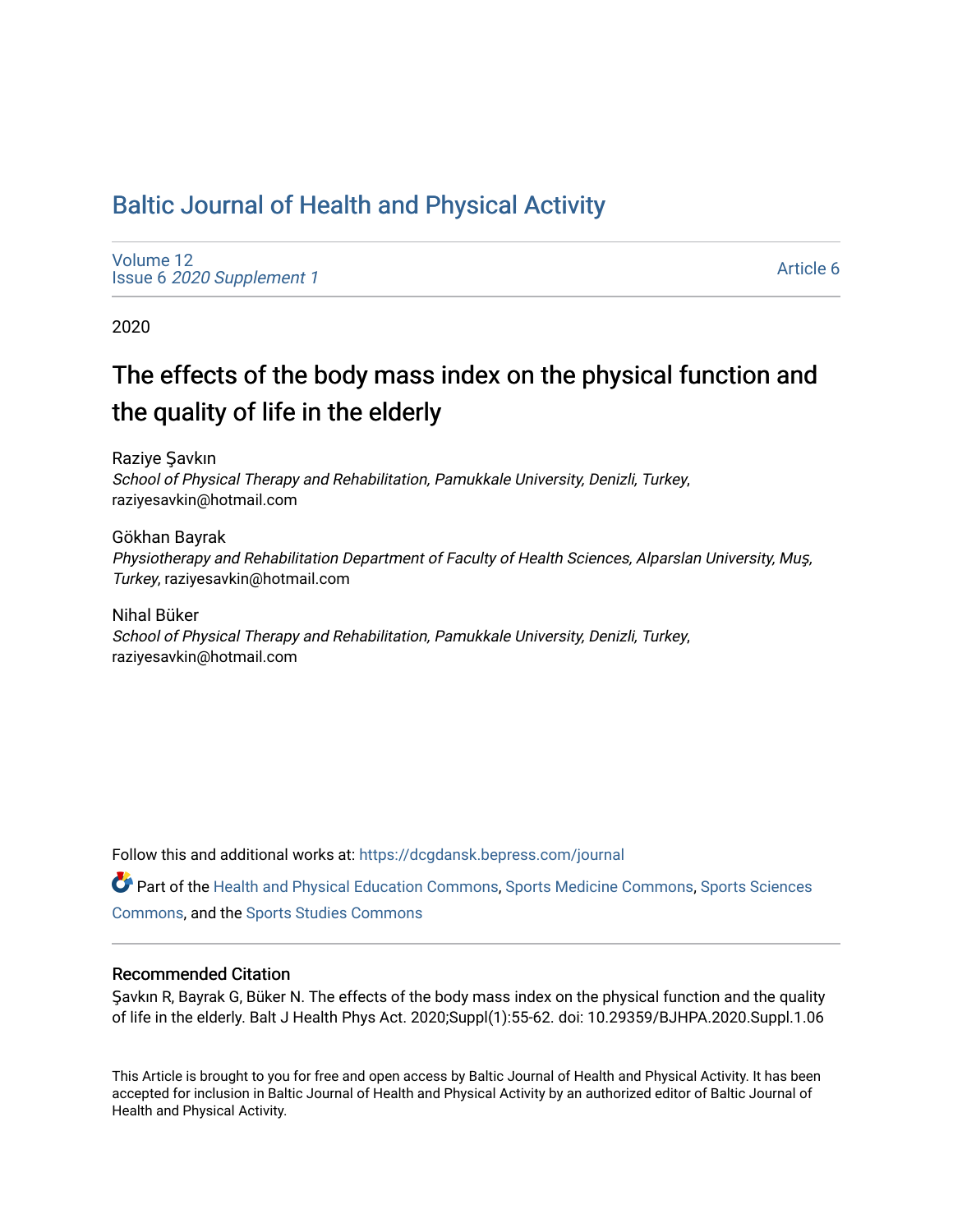# Baltic Journal of Health and Physical Activity

Volume 12
Issue 6 *2020 Supplement 1*

Article 6

2020

## The effects of the body mass index on the physical function and the quality of life in the elderly

Raziye Şavkın
*School of Physical Therapy and Rehabilitation, Pamukkale University, Denizli, Turkey*, raziyesavkin@hotmail.com

Gökhan Bayrak
*Physiotherapy and Rehabilitation Department of Faculty of Health Sciences, Alparslan University, Muş, Turkey*, raziyesavkin@hotmail.com

Nihal Büker
*School of Physical Therapy and Rehabilitation, Pamukkale University, Denizli, Turkey*, raziyesavkin@hotmail.com

Follow this and additional works at: https://dcgdansk.bepress.com/journal

Part of the Health and Physical Education Commons, Sports Medicine Commons, Sports Sciences Commons, and the Sports Studies Commons

### Recommended Citation

Şavkın R, Bayrak G, Büker N. The effects of the body mass index on the physical function and the quality of life in the elderly. Balt J Health Phys Act. 2020;Suppl(1):55-62. doi: 10.29359/BJHPA.2020.Suppl.1.06

This Article is brought to you for free and open access by Baltic Journal of Health and Physical Activity. It has been accepted for inclusion in Baltic Journal of Health and Physical Activity by an authorized editor of Baltic Journal of Health and Physical Activity.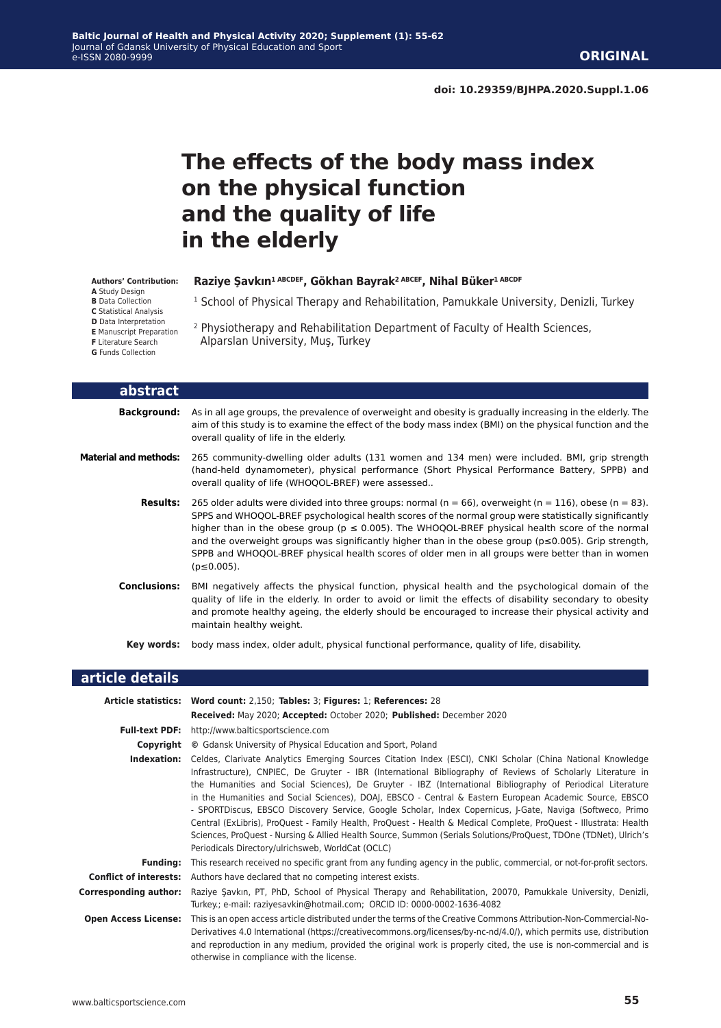ORIGINAL

doi: 10.29359/BJHPA.2020.Suppl.1.06

# The effects of the body mass index on the physical function and the quality of life in the elderly

**Authors' Contribution:**
**A** Study Design
**B** Data Collection
**C** Statistical Analysis
**D** Data Interpretation
**E** Manuscript Preparation
**F** Literature Search
**G** Funds Collection

**Raziye Şavkın[1 ABCDEF], Gökhan Bayrak[2 ABCEF], Nihal Büker[1 ABCDF]**

[1] School of Physical Therapy and Rehabilitation, Pamukkale University, Denizli, Turkey

[2] Physiotherapy and Rehabilitation Department of Faculty of Health Sciences, Alparslan University, Muş, Turkey

## abstract

**Background:** As in all age groups, the prevalence of overweight and obesity is gradually increasing in the elderly. The aim of this study is to examine the effect of the body mass index (BMI) on the physical function and the overall quality of life in the elderly.

**Material and methods:** 265 community-dwelling older adults (131 women and 134 men) were included. BMI, grip strength (hand-held dynamometer), physical performance (Short Physical Performance Battery, SPPB) and overall quality of life (WHOQOL-BREF) were assessed..

**Results:** 265 older adults were divided into three groups: normal (n = 66), overweight (n = 116), obese (n = 83). SPPS and WHOQOL-BREF psychological health scores of the normal group were statistically significantly higher than in the obese group ($p \leq 0.005$). The WHOQOL-BREF physical health score of the normal and the overweight groups was significantly higher than in the obese group ($p \leq 0.005$). Grip strength, SPPB and WHOQOL-BREF physical health scores of older men in all groups were better than in women ($p \leq 0.005$).

**Conclusions:** BMI negatively affects the physical function, physical health and the psychological domain of the quality of life in the elderly. In order to avoid or limit the effects of disability secondary to obesity and promote healthy ageing, the elderly should be encouraged to increase their physical activity and maintain healthy weight.

**Key words:** body mass index, older adult, physical functional performance, quality of life, disability.

## article details

**Article statistics:** **Word count:** 2,150; **Tables:** 3; **Figures:** 1; **References:** 28

**Received:** May 2020; **Accepted:** October 2020; **Published:** December 2020

**Full-text PDF:** http://www.balticsportscience.com

**Copyright** © Gdansk University of Physical Education and Sport, Poland

**Indexation:** Celdes, Clarivate Analytics Emerging Sources Citation Index (ESCI), CNKI Scholar (China National Knowledge Infrastructure), CNPIEC, De Gruyter - IBR (International Bibliography of Reviews of Scholarly Literature in the Humanities and Social Sciences), De Gruyter - IBZ (International Bibliography of Periodical Literature in the Humanities and Social Sciences), DOAJ, EBSCO - Central & Eastern European Academic Source, EBSCO - SPORTDiscus, EBSCO Discovery Service, Google Scholar, Index Copernicus, J-Gate, Naviga (Softweco, Primo Central (ExLibris), ProQuest - Family Health, ProQuest - Health & Medical Complete, ProQuest - Illustrata: Health Sciences, ProQuest - Nursing & Allied Health Source, Summon (Serials Solutions/ProQuest, TDOne (TDNet), Ulrich's Periodicals Directory/ulrichsweb, WorldCat (OCLC)

**Funding:** This research received no specific grant from any funding agency in the public, commercial, or not-for-profit sectors.

**Conflict of interests:** Authors have declared that no competing interest exists.

**Corresponding author:** Raziye Şavkın, PT, PhD, School of Physical Therapy and Rehabilitation, 20070, Pamukkale University, Denizli, Turkey.; e-mail: raziyesavkin@hotmail.com; ORCID ID: 0000-0002-1636-4082

**Open Access License:** This is an open access article distributed under the terms of the Creative Commons Attribution-Non-Commercial-No-Derivatives 4.0 International (https://creativecommons.org/licenses/by-nc-nd/4.0/), which permits use, distribution and reproduction in any medium, provided the original work is properly cited, the use is non-commercial and is otherwise in compliance with the license.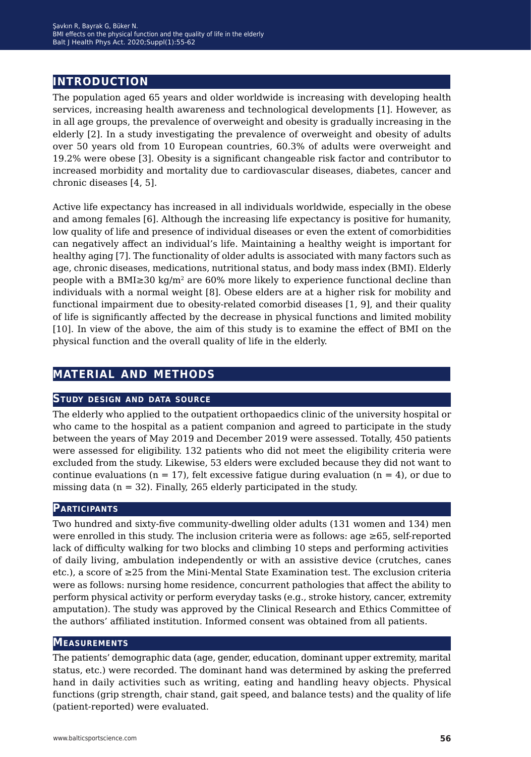## INTRODUCTION

The population aged 65 years and older worldwide is increasing with developing health services, increasing health awareness and technological developments [1]. However, as in all age groups, the prevalence of overweight and obesity is gradually increasing in the elderly [2]. In a study investigating the prevalence of overweight and obesity of adults over 50 years old from 10 European countries, 60.3% of adults were overweight and 19.2% were obese [3]. Obesity is a significant changeable risk factor and contributor to increased morbidity and mortality due to cardiovascular diseases, diabetes, cancer and chronic diseases [4, 5].

Active life expectancy has increased in all individuals worldwide, especially in the obese and among females [6]. Although the increasing life expectancy is positive for humanity, low quality of life and presence of individual diseases or even the extent of comorbidities can negatively affect an individual's life. Maintaining a healthy weight is important for healthy aging [7]. The functionality of older adults is associated with many factors such as age, chronic diseases, medications, nutritional status, and body mass index (BMI). Elderly people with a BMI≥30 kg/m$^2$ are 60% more likely to experience functional decline than individuals with a normal weight [8]. Obese elders are at a higher risk for mobility and functional impairment due to obesity-related comorbid diseases [1, 9], and their quality of life is significantly affected by the decrease in physical functions and limited mobility [10]. In view of the above, the aim of this study is to examine the effect of BMI on the physical function and the overall quality of life in the elderly.

## MATERIAL AND METHODS

### Study design and data source

The elderly who applied to the outpatient orthopaedics clinic of the university hospital or who came to the hospital as a patient companion and agreed to participate in the study between the years of May 2019 and December 2019 were assessed. Totally, 450 patients were assessed for eligibility. 132 patients who did not meet the eligibility criteria were excluded from the study. Likewise, 53 elders were excluded because they did not want to continue evaluations (n = 17), felt excessive fatigue during evaluation (n = 4), or due to missing data (n = 32). Finally, 265 elderly participated in the study.

### Participants

Two hundred and sixty-five community-dwelling older adults (131 women and 134) men were enrolled in this study. The inclusion criteria were as follows: age ≥65, self-reported lack of difficulty walking for two blocks and climbing 10 steps and performing activities of daily living, ambulation independently or with an assistive device (crutches, canes etc.), a score of ≥25 from the Mini-Mental State Examination test. The exclusion criteria were as follows: nursing home residence, concurrent pathologies that affect the ability to perform physical activity or perform everyday tasks (e.g., stroke history, cancer, extremity amputation). The study was approved by the Clinical Research and Ethics Committee of the authors' affiliated institution. Informed consent was obtained from all patients.

### Measurements

The patients' demographic data (age, gender, education, dominant upper extremity, marital status, etc.) were recorded. The dominant hand was determined by asking the preferred hand in daily activities such as writing, eating and handling heavy objects. Physical functions (grip strength, chair stand, gait speed, and balance tests) and the quality of life (patient-reported) were evaluated.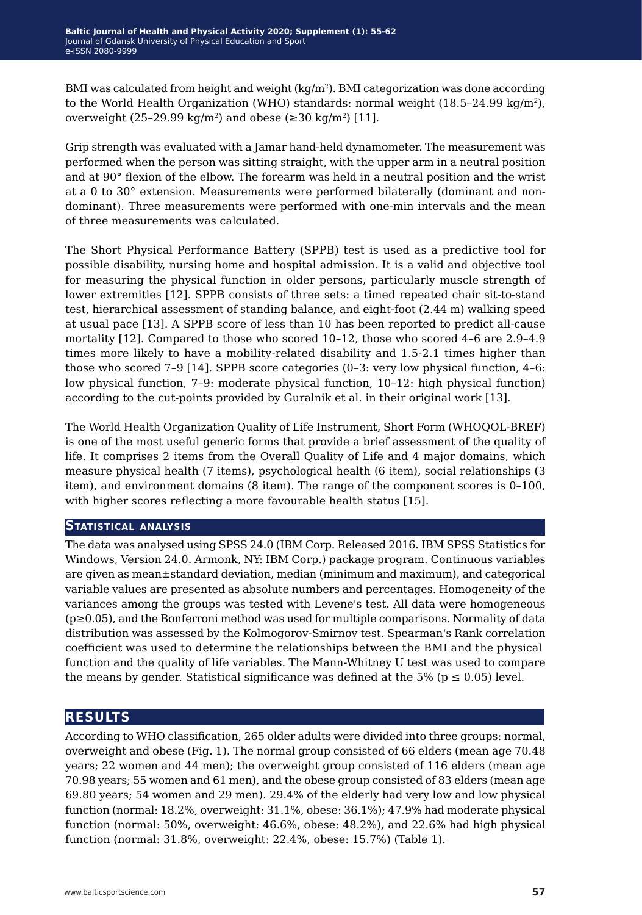BMI was calculated from height and weight ($kg/m^2$). BMI categorization was done according to the World Health Organization (WHO) standards: normal weight (18.5–24.99 $kg/m^2$), overweight (25–29.99 $kg/m^2$) and obese (≥30 $kg/m^2$) [11].

Grip strength was evaluated with a Jamar hand-held dynamometer. The measurement was performed when the person was sitting straight, with the upper arm in a neutral position and at 90° flexion of the elbow. The forearm was held in a neutral position and the wrist at a 0 to 30° extension. Measurements were performed bilaterally (dominant and non-dominant). Three measurements were performed with one-min intervals and the mean of three measurements was calculated.

The Short Physical Performance Battery (SPPB) test is used as a predictive tool for possible disability, nursing home and hospital admission. It is a valid and objective tool for measuring the physical function in older persons, particularly muscle strength of lower extremities [12]. SPPB consists of three sets: a timed repeated chair sit-to-stand test, hierarchical assessment of standing balance, and eight-foot (2.44 m) walking speed at usual pace [13]. A SPPB score of less than 10 has been reported to predict all-cause mortality [12]. Compared to those who scored 10–12, those who scored 4–6 are 2.9–4.9 times more likely to have a mobility-related disability and 1.5-2.1 times higher than those who scored 7–9 [14]. SPPB score categories (0–3: very low physical function, 4–6: low physical function, 7–9: moderate physical function, 10–12: high physical function) according to the cut-points provided by Guralnik et al. in their original work [13].

The World Health Organization Quality of Life Instrument, Short Form (WHOQOL-BREF) is one of the most useful generic forms that provide a brief assessment of the quality of life. It comprises 2 items from the Overall Quality of Life and 4 major domains, which measure physical health (7 items), psychological health (6 item), social relationships (3 item), and environment domains (8 item). The range of the component scores is 0–100, with higher scores reflecting a more favourable health status [15].

## Statistical analysis

The data was analysed using SPSS 24.0 (IBM Corp. Released 2016. IBM SPSS Statistics for Windows, Version 24.0. Armonk, NY: IBM Corp.) package program. Continuous variables are given as mean±standard deviation, median (minimum and maximum), and categorical variable values are presented as absolute numbers and percentages. Homogeneity of the variances among the groups was tested with Levene's test. All data were homogeneous ($p \geq 0.05$), and the Bonferroni method was used for multiple comparisons. Normality of data distribution was assessed by the Kolmogorov-Smirnov test. Spearman's Rank correlation coefficient was used to determine the relationships between the BMI and the physical function and the quality of life variables. The Mann-Whitney U test was used to compare the means by gender. Statistical significance was defined at the 5% ($p \leq 0.05$) level.

# Results

According to WHO classification, 265 older adults were divided into three groups: normal, overweight and obese (Fig. 1). The normal group consisted of 66 elders (mean age 70.48 years; 22 women and 44 men); the overweight group consisted of 116 elders (mean age 70.98 years; 55 women and 61 men), and the obese group consisted of 83 elders (mean age 69.80 years; 54 women and 29 men). 29.4% of the elderly had very low and low physical function (normal: 18.2%, overweight: 31.1%, obese: 36.1%); 47.9% had moderate physical function (normal: 50%, overweight: 46.6%, obese: 48.2%), and 22.6% had high physical function (normal: 31.8%, overweight: 22.4%, obese: 15.7%) (Table 1).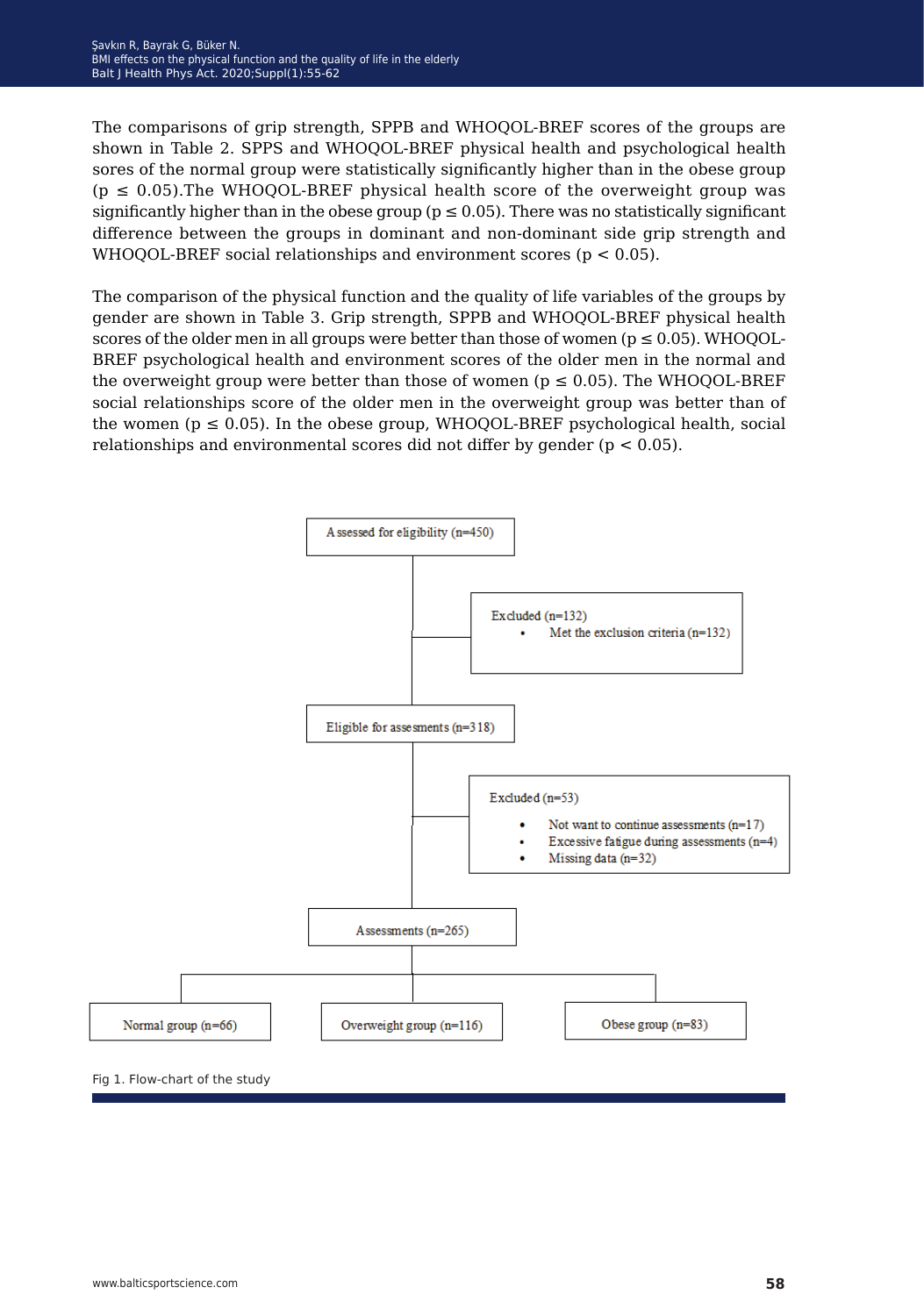The comparisons of grip strength, SPPB and WHOQOL-BREF scores of the groups are shown in Table 2. SPPS and WHOQOL-BREF physical health and psychological health sores of the normal group were statistically significantly higher than in the obese group ($p \leq 0.05$).The WHOQOL-BREF physical health score of the overweight group was significantly higher than in the obese group ($p \leq 0.05$). There was no statistically significant difference between the groups in dominant and non-dominant side grip strength and WHOQOL-BREF social relationships and environment scores ($p < 0.05$).

The comparison of the physical function and the quality of life variables of the groups by gender are shown in Table 3. Grip strength, SPPB and WHOQOL-BREF physical health scores of the older men in all groups were better than those of women ($p \leq 0.05$). WHOQOL-BREF psychological health and environment scores of the older men in the normal and the overweight group were better than those of women ($p \leq 0.05$). The WHOQOL-BREF social relationships score of the older men in the overweight group was better than of the women ($p \leq 0.05$). In the obese group, WHOQOL-BREF psychological health, social relationships and environmental scores did not differ by gender ($p < 0.05$).

Assessed for eligibility (n=450)

Excluded (n=132)
- Met the exclusion criteria (n=132)

Eligible for assesments (n=318)

Excluded (n=53)
- Not want to continue assessments (n=17)
- Excessive fatigue during assessments (n=4)
- Missing data (n=32)

Assessments (n=265)

Normal group (n=66) | Overweight group (n=116) | Obese group (n=83)

Fig 1. Flow-chart of the study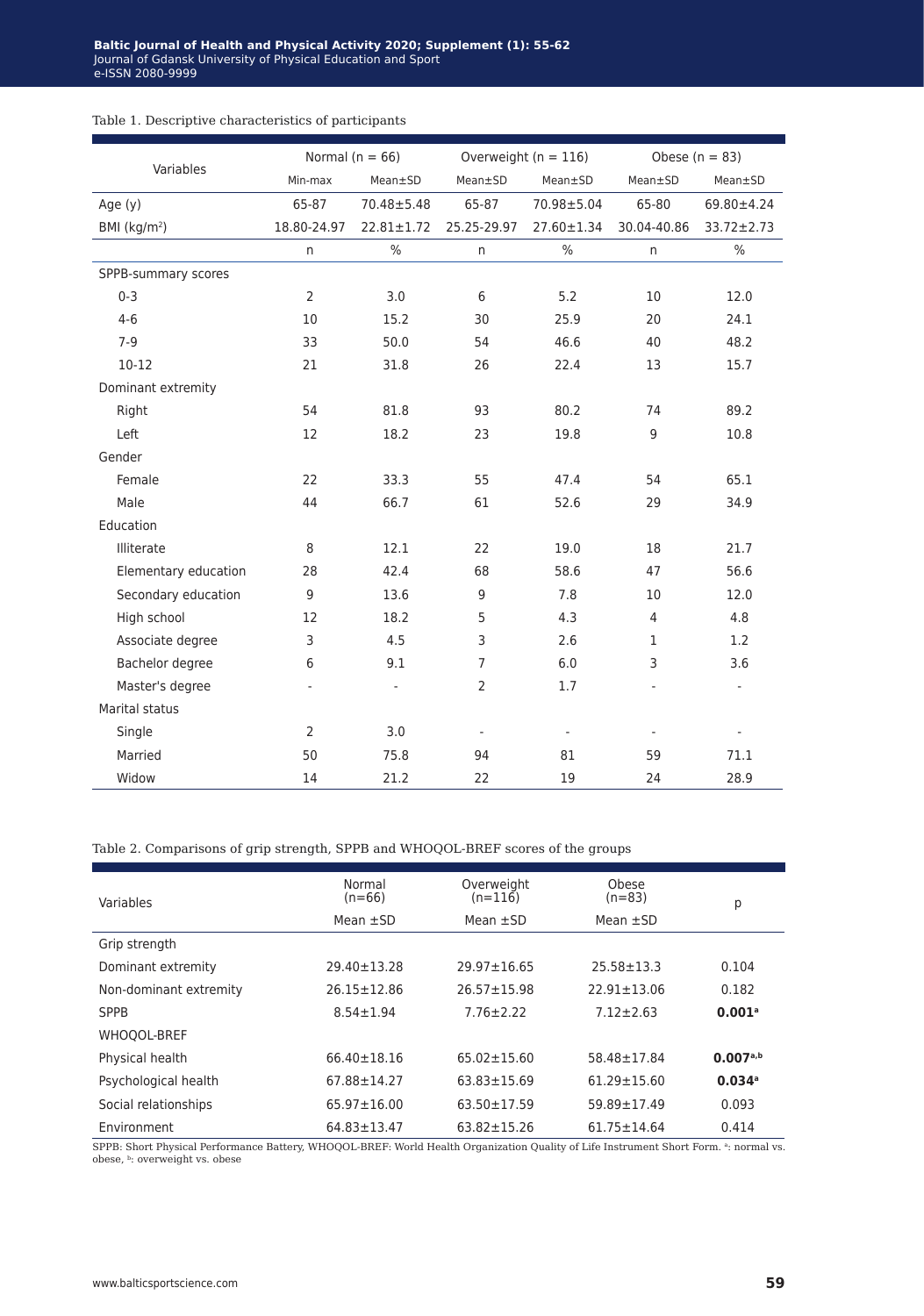Table 1. Descriptive characteristics of participants

| Variables | Normal (n = 66) | | Overweight (n = 116) | | Obese (n = 83) | |
|---|---|---|---|---|---|---|
| | Min-max | Mean±SD | Mean±SD | Mean±SD | Mean±SD | Mean±SD |
| Age (y) | 65-87 | 70.48±5.48 | 65-87 | 70.98±5.04 | 65-80 | 69.80±4.24 |
| BMI (kg/m$^2$) | 18.80-24.97 | 22.81±1.72 | 25.25-29.97 | 27.60±1.34 | 30.04-40.86 | 33.72±2.73 |
| | n | % | n | % | n | % |
| SPPB-summary scores | | | | | | |
| 0-3 | 2 | 3.0 | 6 | 5.2 | 10 | 12.0 |
| 4-6 | 10 | 15.2 | 30 | 25.9 | 20 | 24.1 |
| 7-9 | 33 | 50.0 | 54 | 46.6 | 40 | 48.2 |
| 10-12 | 21 | 31.8 | 26 | 22.4 | 13 | 15.7 |
| Dominant extremity | | | | | | |
| Right | 54 | 81.8 | 93 | 80.2 | 74 | 89.2 |
| Left | 12 | 18.2 | 23 | 19.8 | 9 | 10.8 |
| Gender | | | | | | |
| Female | 22 | 33.3 | 55 | 47.4 | 54 | 65.1 |
| Male | 44 | 66.7 | 61 | 52.6 | 29 | 34.9 |
| Education | | | | | | |
| Illiterate | 8 | 12.1 | 22 | 19.0 | 18 | 21.7 |
| Elementary education | 28 | 42.4 | 68 | 58.6 | 47 | 56.6 |
| Secondary education | 9 | 13.6 | 9 | 7.8 | 10 | 12.0 |
| High school | 12 | 18.2 | 5 | 4.3 | 4 | 4.8 |
| Associate degree | 3 | 4.5 | 3 | 2.6 | 1 | 1.2 |
| Bachelor degree | 6 | 9.1 | 7 | 6.0 | 3 | 3.6 |
| Master's degree | - | - | 2 | 1.7 | - | - |
| Marital status | | | | | | |
| Single | 2 | 3.0 | - | - | - | - |
| Married | 50 | 75.8 | 94 | 81 | 59 | 71.1 |
| Widow | 14 | 21.2 | 22 | 19 | 24 | 28.9 |

Table 2. Comparisons of grip strength, SPPB and WHOQOL-BREF scores of the groups

| Variables | Normal (n=66) | Overweight (n=116) | Obese (n=83) | p |
|---|---|---|---|---|
| | Mean ±SD | Mean ±SD | Mean ±SD | |
| Grip strength | | | | |
| Dominant extremity | 29.40±13.28 | 29.97±16.65 | 25.58±13.3 | 0.104 |
| Non-dominant extremity | 26.15±12.86 | 26.57±15.98 | 22.91±13.06 | 0.182 |
| SPPB | 8.54±1.94 | 7.76±2.22 | 7.12±2.63 | **0.001**[a] |
| WHOQOL-BREF | | | | |
| Physical health | 66.40±18.16 | 65.02±15.60 | 58.48±17.84 | **0.007**[a,b] |
| Psychological health | 67.88±14.27 | 63.83±15.69 | 61.29±15.60 | **0.034**[a] |
| Social relationships | 65.97±16.00 | 63.50±17.59 | 59.89±17.49 | 0.093 |
| Environment | 64.83±13.47 | 63.82±15.26 | 61.75±14.64 | 0.414 |

SPPB: Short Physical Performance Battery, WHOQOL-BREF: World Health Organization Quality of Life Instrument Short Form. [a]: normal vs. obese, [b]: overweight vs. obese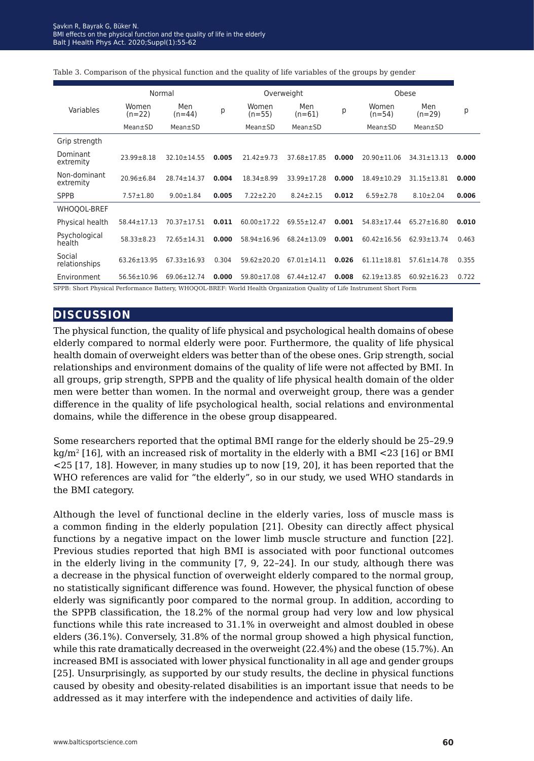Table 3. Comparison of the physical function and the quality of life variables of the groups by gender

| Variables | Normal | | | Overweight | | | Obese | | |
|---|---|---|---|---|---|---|---|---|---|
| | Women (n=22) | Men (n=44) | p | Women (n=55) | Men (n=61) | p | Women (n=54) | Men (n=29) | p |
| | Mean±SD | Mean±SD | | Mean±SD | Mean±SD | | Mean±SD | Mean±SD | |
| Grip strength | | | | | | | | | |
| Dominant extremity | 23.99±8.18 | 32.10±14.55 | **0.005** | 21.42±9.73 | 37.68±17.85 | **0.000** | 20.90±11.06 | 34.31±13.13 | **0.000** |
| Non-dominant extremity | 20.96±6.84 | 28.74±14.37 | **0.004** | 18.34±8.99 | 33.99±17.28 | **0.000** | 18.49±10.29 | 31.15±13.81 | **0.000** |
| SPPB | 7.57±1.80 | 9.00±1.84 | **0.005** | 7.22±2.20 | 8.24±2.15 | **0.012** | 6.59±2.78 | 8.10±2.04 | **0.006** |
| WHOQOL-BREF | | | | | | | | | |
| Physical health | 58.44±17.13 | 70.37±17.51 | **0.011** | 60.00±17.22 | 69.55±12.47 | **0.001** | 54.83±17.44 | 65.27±16.80 | **0.010** |
| Psychological health | 58.33±8.23 | 72.65±14.31 | **0.000** | 58.94±16.96 | 68.24±13.09 | **0.001** | 60.42±16.56 | 62.93±13.74 | 0.463 |
| Social relationships | 63.26±13.95 | 67.33±16.93 | 0.304 | 59.62±20.20 | 67.01±14.11 | **0.026** | 61.11±18.81 | 57.61±14.78 | 0.355 |
| Environment | 56.56±10.96 | 69.06±12.74 | **0.000** | 59.80±17.08 | 67.44±12.47 | **0.008** | 62.19±13.85 | 60.92±16.23 | 0.722 |

SPPB: Short Physical Performance Battery, WHOQOL-BREF: World Health Organization Quality of Life Instrument Short Form

## DISCUSSION

The physical function, the quality of life physical and psychological health domains of obese elderly compared to normal elderly were poor. Furthermore, the quality of life physical health domain of overweight elders was better than of the obese ones. Grip strength, social relationships and environment domains of the quality of life were not affected by BMI. In all groups, grip strength, SPPB and the quality of life physical health domain of the older men were better than women. In the normal and overweight group, there was a gender difference in the quality of life psychological health, social relations and environmental domains, while the difference in the obese group disappeared.

Some researchers reported that the optimal BMI range for the elderly should be 25–29.9 kg/$m^2$ [16], with an increased risk of mortality in the elderly with a BMI <23 [16] or BMI <25 [17, 18]. However, in many studies up to now [19, 20], it has been reported that the WHO references are valid for "the elderly", so in our study, we used WHO standards in the BMI category.

Although the level of functional decline in the elderly varies, loss of muscle mass is a common finding in the elderly population [21]. Obesity can directly affect physical functions by a negative impact on the lower limb muscle structure and function [22]. Previous studies reported that high BMI is associated with poor functional outcomes in the elderly living in the community [7, 9, 22–24]. In our study, although there was a decrease in the physical function of overweight elderly compared to the normal group, no statistically significant difference was found. However, the physical function of obese elderly was significantly poor compared to the normal group. In addition, according to the SPPB classification, the 18.2% of the normal group had very low and low physical functions while this rate increased to 31.1% in overweight and almost doubled in obese elders (36.1%). Conversely, 31.8% of the normal group showed a high physical function, while this rate dramatically decreased in the overweight (22.4%) and the obese (15.7%). An increased BMI is associated with lower physical functionality in all age and gender groups [25]. Unsurprisingly, as supported by our study results, the decline in physical functions caused by obesity and obesity-related disabilities is an important issue that needs to be addressed as it may interfere with the independence and activities of daily life.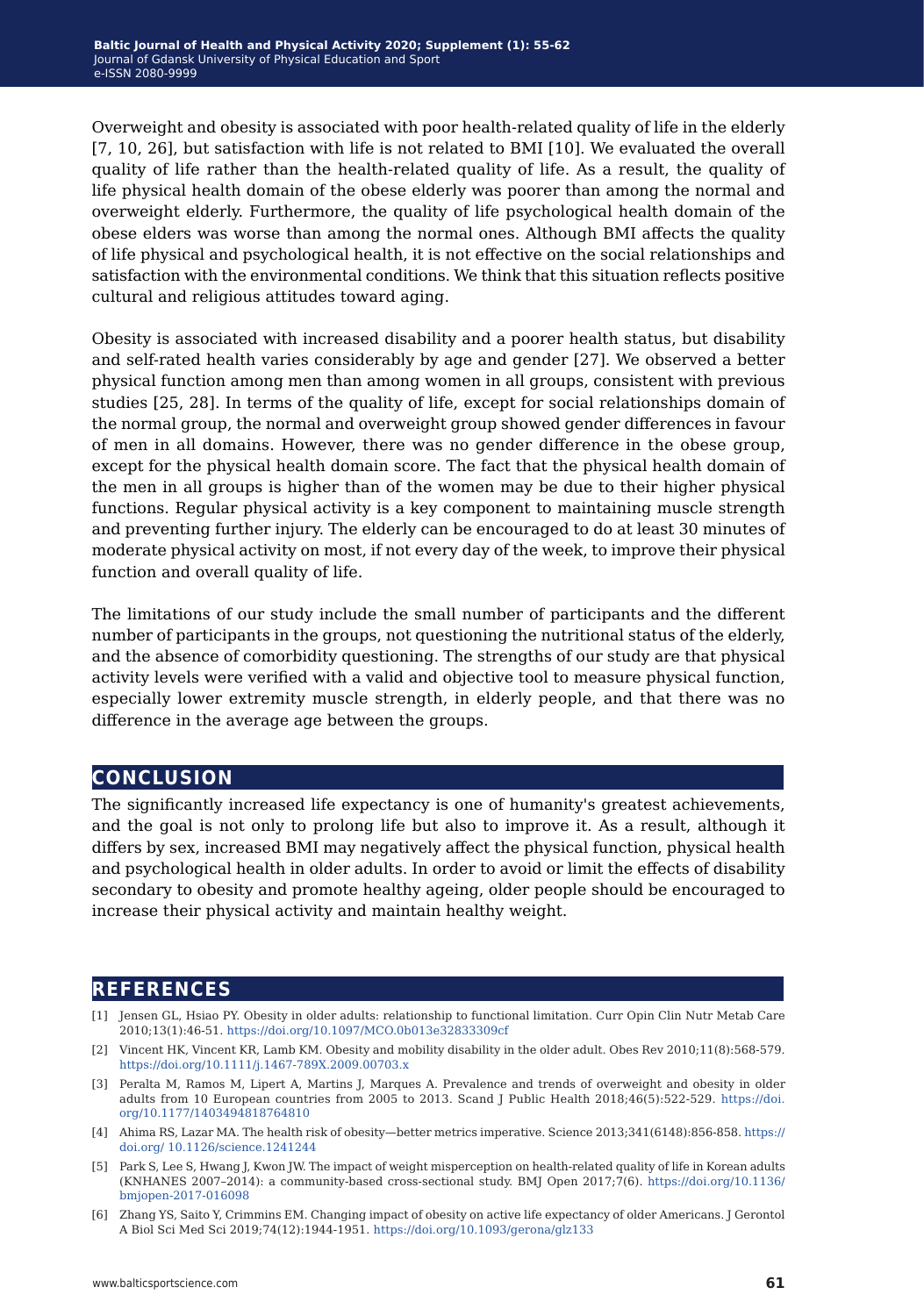Overweight and obesity is associated with poor health-related quality of life in the elderly [7, 10, 26], but satisfaction with life is not related to BMI [10]. We evaluated the overall quality of life rather than the health-related quality of life. As a result, the quality of life physical health domain of the obese elderly was poorer than among the normal and overweight elderly. Furthermore, the quality of life psychological health domain of the obese elders was worse than among the normal ones. Although BMI affects the quality of life physical and psychological health, it is not effective on the social relationships and satisfaction with the environmental conditions. We think that this situation reflects positive cultural and religious attitudes toward aging.

Obesity is associated with increased disability and a poorer health status, but disability and self-rated health varies considerably by age and gender [27]. We observed a better physical function among men than among women in all groups, consistent with previous studies [25, 28]. In terms of the quality of life, except for social relationships domain of the normal group, the normal and overweight group showed gender differences in favour of men in all domains. However, there was no gender difference in the obese group, except for the physical health domain score. The fact that the physical health domain of the men in all groups is higher than of the women may be due to their higher physical functions. Regular physical activity is a key component to maintaining muscle strength and preventing further injury. The elderly can be encouraged to do at least 30 minutes of moderate physical activity on most, if not every day of the week, to improve their physical function and overall quality of life.

The limitations of our study include the small number of participants and the different number of participants in the groups, not questioning the nutritional status of the elderly, and the absence of comorbidity questioning. The strengths of our study are that physical activity levels were verified with a valid and objective tool to measure physical function, especially lower extremity muscle strength, in elderly people, and that there was no difference in the average age between the groups.

## CONCLUSION

The significantly increased life expectancy is one of humanity's greatest achievements, and the goal is not only to prolong life but also to improve it. As a result, although it differs by sex, increased BMI may negatively affect the physical function, physical health and psychological health in older adults. In order to avoid or limit the effects of disability secondary to obesity and promote healthy ageing, older people should be encouraged to increase their physical activity and maintain healthy weight.

## REFERENCES

[1] Jensen GL, Hsiao PY. Obesity in older adults: relationship to functional limitation. Curr Opin Clin Nutr Metab Care 2010;13(1):46-51. https://doi.org/10.1097/MCO.0b013e32833309cf

[2] Vincent HK, Vincent KR, Lamb KM. Obesity and mobility disability in the older adult. Obes Rev 2010;11(8):568-579. https://doi.org/10.1111/j.1467-789X.2009.00703.x

[3] Peralta M, Ramos M, Lipert A, Martins J, Marques A. Prevalence and trends of overweight and obesity in older adults from 10 European countries from 2005 to 2013. Scand J Public Health 2018;46(5):522-529. https://doi.org/10.1177/1403494818764810

[4] Ahima RS, Lazar MA. The health risk of obesity—better metrics imperative. Science 2013;341(6148):856-858. https://doi.org/ 10.1126/science.1241244

[5] Park S, Lee S, Hwang J, Kwon JW. The impact of weight misperception on health-related quality of life in Korean adults (KNHANES 2007–2014): a community-based cross-sectional study. BMJ Open 2017;7(6). https://doi.org/10.1136/bmjopen-2017-016098

[6] Zhang YS, Saito Y, Crimmins EM. Changing impact of obesity on active life expectancy of older Americans. J Gerontol A Biol Sci Med Sci 2019;74(12):1944-1951. https://doi.org/10.1093/gerona/glz133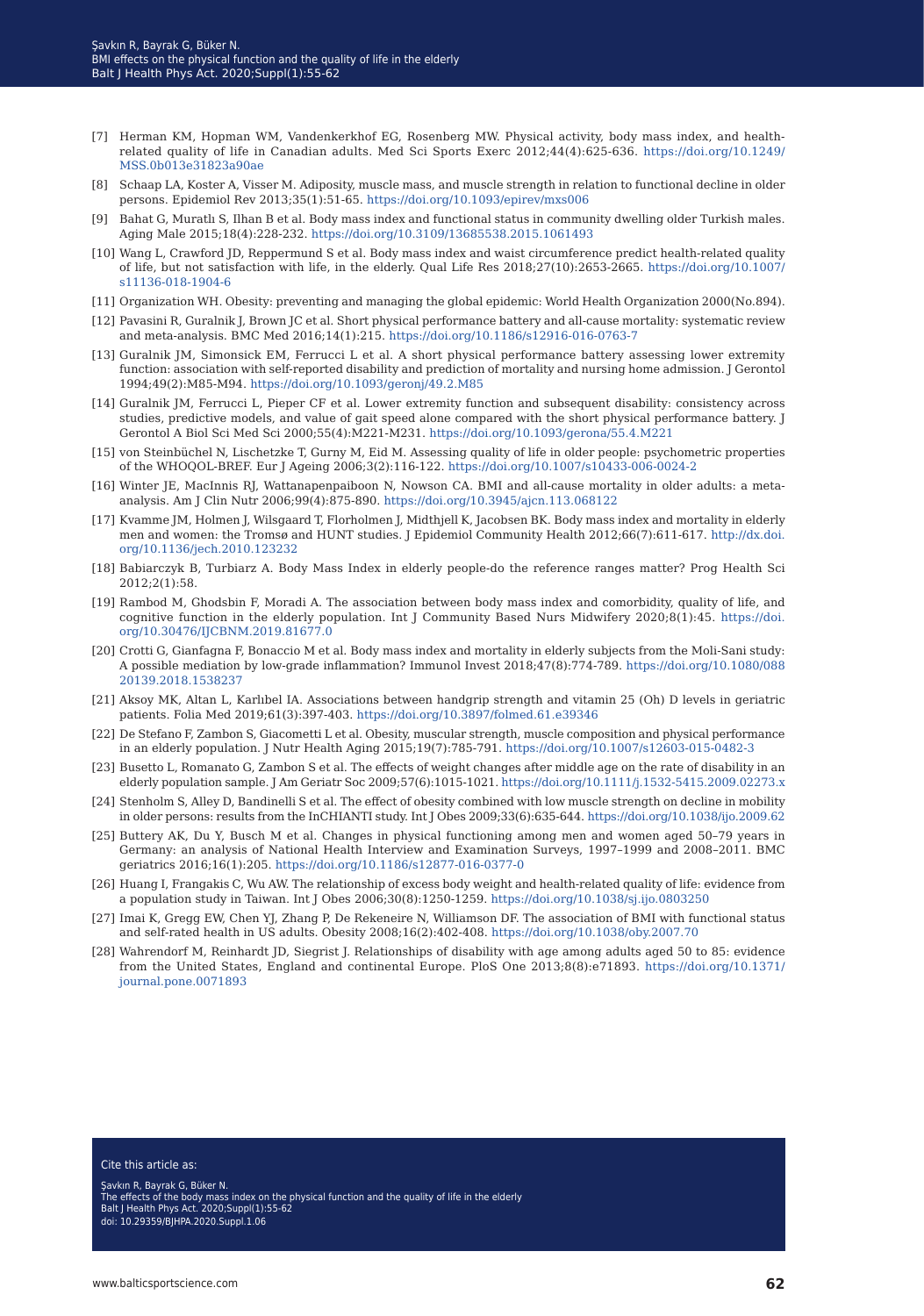[7] Herman KM, Hopman WM, Vandenkerkhof EG, Rosenberg MW. Physical activity, body mass index, and health-related quality of life in Canadian adults. Med Sci Sports Exerc 2012;44(4):625-636. https://doi.org/10.1249/MSS.0b013e31823a90ae

[8] Schaap LA, Koster A, Visser M. Adiposity, muscle mass, and muscle strength in relation to functional decline in older persons. Epidemiol Rev 2013;35(1):51-65. https://doi.org/10.1093/epirev/mxs006

[9] Bahat G, Muratlı S, Ilhan B et al. Body mass index and functional status in community dwelling older Turkish males. Aging Male 2015;18(4):228-232. https://doi.org/10.3109/13685538.2015.1061493

[10] Wang L, Crawford JD, Reppermund S et al. Body mass index and waist circumference predict health-related quality of life, but not satisfaction with life, in the elderly. Qual Life Res 2018;27(10):2653-2665. https://doi.org/10.1007/s11136-018-1904-6

[11] Organization WH. Obesity: preventing and managing the global epidemic: World Health Organization 2000(No.894).

[12] Pavasini R, Guralnik J, Brown JC et al. Short physical performance battery and all-cause mortality: systematic review and meta-analysis. BMC Med 2016;14(1):215. https://doi.org/10.1186/s12916-016-0763-7

[13] Guralnik JM, Simonsick EM, Ferrucci L et al. A short physical performance battery assessing lower extremity function: association with self-reported disability and prediction of mortality and nursing home admission. J Gerontol 1994;49(2):M85-M94. https://doi.org/10.1093/geronj/49.2.M85

[14] Guralnik JM, Ferrucci L, Pieper CF et al. Lower extremity function and subsequent disability: consistency across studies, predictive models, and value of gait speed alone compared with the short physical performance battery. J Gerontol A Biol Sci Med Sci 2000;55(4):M221-M231. https://doi.org/10.1093/gerona/55.4.M221

[15] von Steinbüchel N, Lischetzke T, Gurny M, Eid M. Assessing quality of life in older people: psychometric properties of the WHOQOL-BREF. Eur J Ageing 2006;3(2):116-122. https://doi.org/10.1007/s10433-006-0024-2

[16] Winter JE, MacInnis RJ, Wattanapenpaiboon N, Nowson CA. BMI and all-cause mortality in older adults: a meta-analysis. Am J Clin Nutr 2006;99(4):875-890. https://doi.org/10.3945/ajcn.113.068122

[17] Kvamme JM, Holmen J, Wilsgaard T, Florholmen J, Midthjell K, Jacobsen BK. Body mass index and mortality in elderly men and women: the Tromsø and HUNT studies. J Epidemiol Community Health 2012;66(7):611-617. http://dx.doi.org/10.1136/jech.2010.123232

[18] Babiarczyk B, Turbiarz A. Body Mass Index in elderly people-do the reference ranges matter? Prog Health Sci 2012;2(1):58.

[19] Rambod M, Ghodsbin F, Moradi A. The association between body mass index and comorbidity, quality of life, and cognitive function in the elderly population. Int J Community Based Nurs Midwifery 2020;8(1):45. https://doi.org/10.30476/IJCBNM.2019.81677.0

[20] Crotti G, Gianfagna F, Bonaccio M et al. Body mass index and mortality in elderly subjects from the Moli-Sani study: A possible mediation by low-grade inflammation? Immunol Invest 2018;47(8):774-789. https://doi.org/10.1080/08820139.2018.1538237

[21] Aksoy MK, Altan L, Karlıbel IA. Associations between handgrip strength and vitamin 25 (Oh) D levels in geriatric patients. Folia Med 2019;61(3):397-403. https://doi.org/10.3897/folmed.61.e39346

[22] De Stefano F, Zambon S, Giacometti L et al. Obesity, muscular strength, muscle composition and physical performance in an elderly population. J Nutr Health Aging 2015;19(7):785-791. https://doi.org/10.1007/s12603-015-0482-3

[23] Busetto L, Romanato G, Zambon S et al. The effects of weight changes after middle age on the rate of disability in an elderly population sample. J Am Geriatr Soc 2009;57(6):1015-1021. https://doi.org/10.1111/j.1532-5415.2009.02273.x

[24] Stenholm S, Alley D, Bandinelli S et al. The effect of obesity combined with low muscle strength on decline in mobility in older persons: results from the InCHIANTI study. Int J Obes 2009;33(6):635-644. https://doi.org/10.1038/ijo.2009.62

[25] Buttery AK, Du Y, Busch M et al. Changes in physical functioning among men and women aged 50–79 years in Germany: an analysis of National Health Interview and Examination Surveys, 1997–1999 and 2008–2011. BMC geriatrics 2016;16(1):205. https://doi.org/10.1186/s12877-016-0377-0

[26] Huang I, Frangakis C, Wu AW. The relationship of excess body weight and health-related quality of life: evidence from a population study in Taiwan. Int J Obes 2006;30(8):1250-1259. https://doi.org/10.1038/sj.ijo.0803250

[27] Imai K, Gregg EW, Chen YJ, Zhang P, De Rekeneire N, Williamson DF. The association of BMI with functional status and self-rated health in US adults. Obesity 2008;16(2):402-408. https://doi.org/10.1038/oby.2007.70

[28] Wahrendorf M, Reinhardt JD, Siegrist J. Relationships of disability with age among adults aged 50 to 85: evidence from the United States, England and continental Europe. PloS One 2013;8(8):e71893. https://doi.org/10.1371/journal.pone.0071893

Cite this article as:

Şavkın R, Bayrak G, Büker N.
The effects of the body mass index on the physical function and the quality of life in the elderly
Balt J Health Phys Act. 2020;Suppl(1):55-62
doi: 10.29359/BJHPA.2020.Suppl.1.06